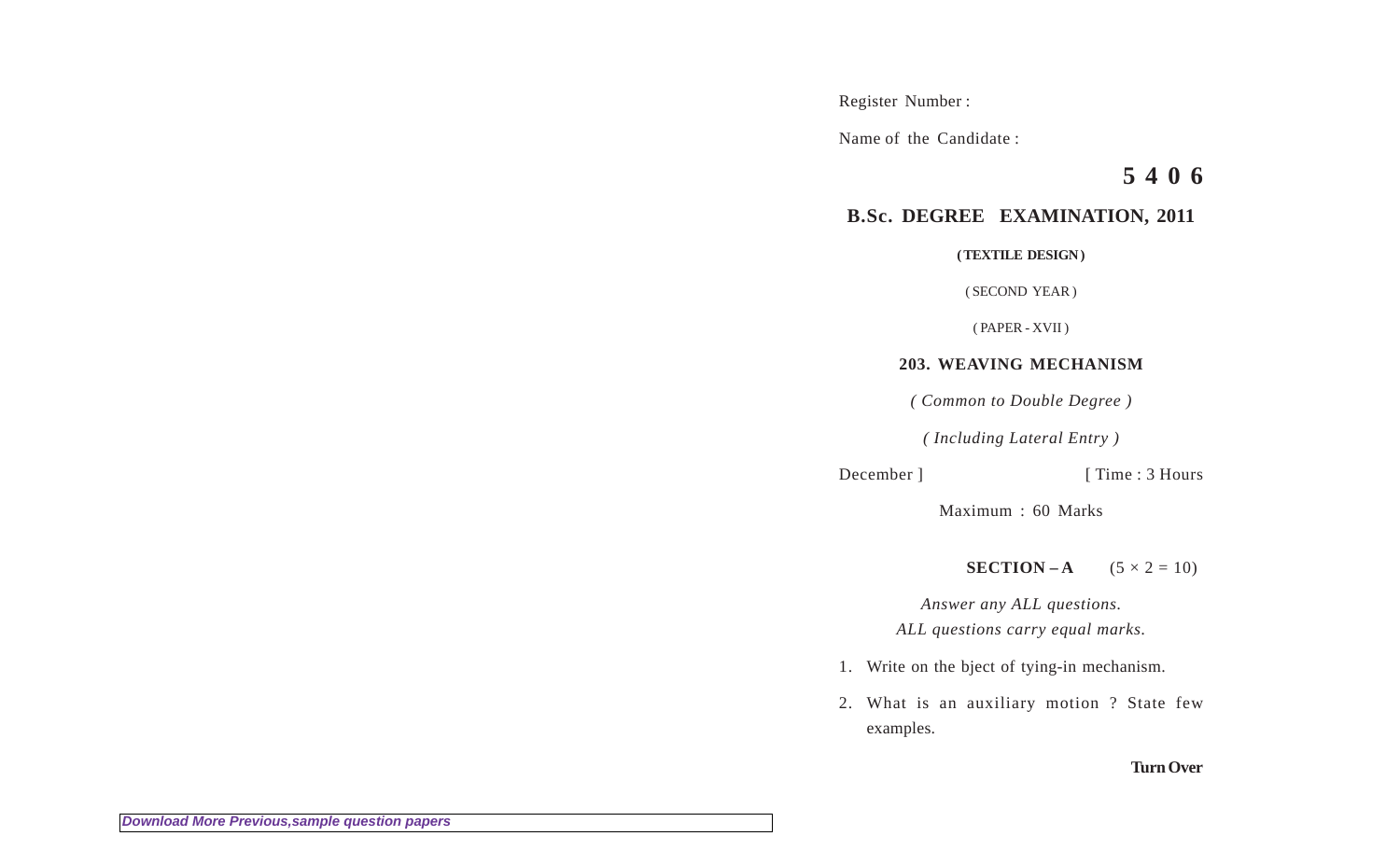Register Number :

Name of the Candidate :

**5 4 0 6**

## B.Sc. DEGREE EXAMINATION, 2011

**( TEXTILE DESIGN )**

( SECOND YEAR )

( PAPER - XVII )

### 203. WEAVING MECHANISM

*( Common to Double Degree )*

*( Including Lateral Entry )*

December ] [ Time : 3 Hours

Maximum : 60 Marks

**SECTION – A** $(5 \times 2 = 10)$

*Answer any ALL questions.*
*ALL questions carry equal marks.*

1. Write on the bject of tying-in mechanism.

2. What is an auxiliary motion ? State few examples.

**Turn Over**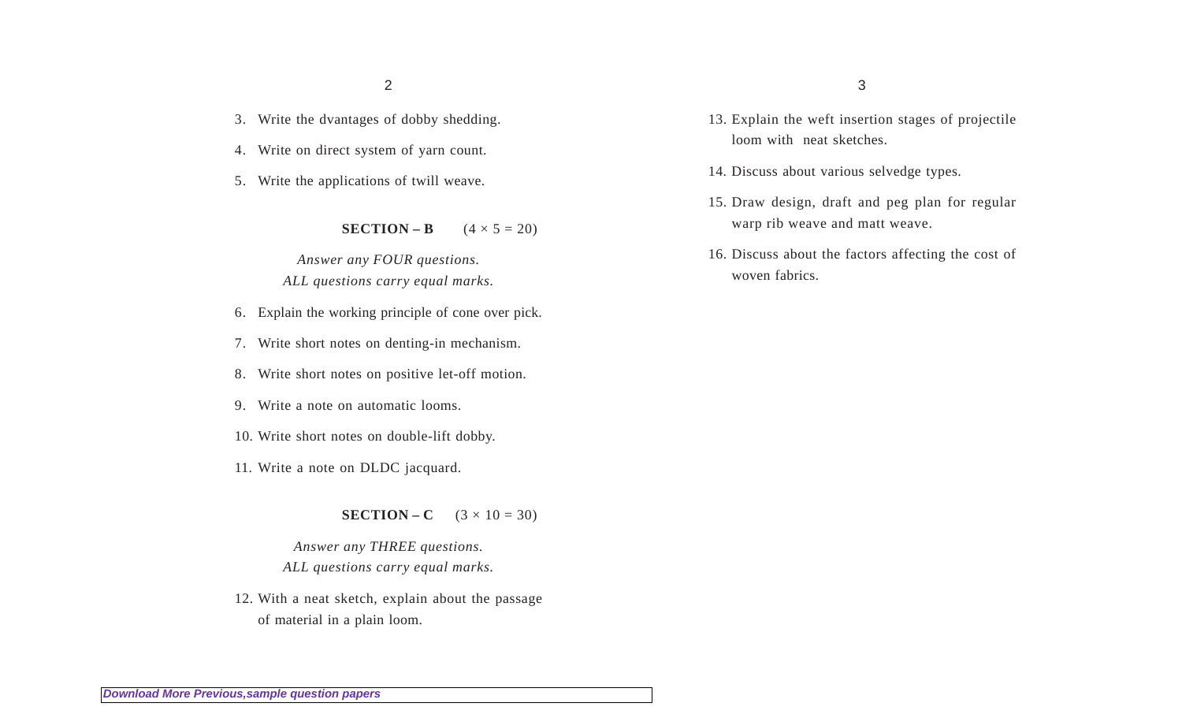3. Write the dvantages of dobby shedding.

4. Write on direct system of yarn count.

5. Write the applications of twill weave.

**SECTION – B** (4 × 5 = 20)

*Answer any FOUR questions.*
*ALL questions carry equal marks.*

6. Explain the working principle of cone over pick.

7. Write short notes on denting-in mechanism.

8. Write short notes on positive let-off motion.

9. Write a note on automatic looms.

10. Write short notes on double-lift dobby.

11. Write a note on DLDC jacquard.

**SECTION – C** (3 × 10 = 30)

*Answer any THREE questions.*
*ALL questions carry equal marks.*

12. With a neat sketch, explain about the passage of material in a plain loom.

13. Explain the weft insertion stages of projectile loom with neat sketches.

14. Discuss about various selvedge types.

15. Draw design, draft and peg plan for regular warp rib weave and matt weave.

16. Discuss about the factors affecting the cost of woven fabrics.